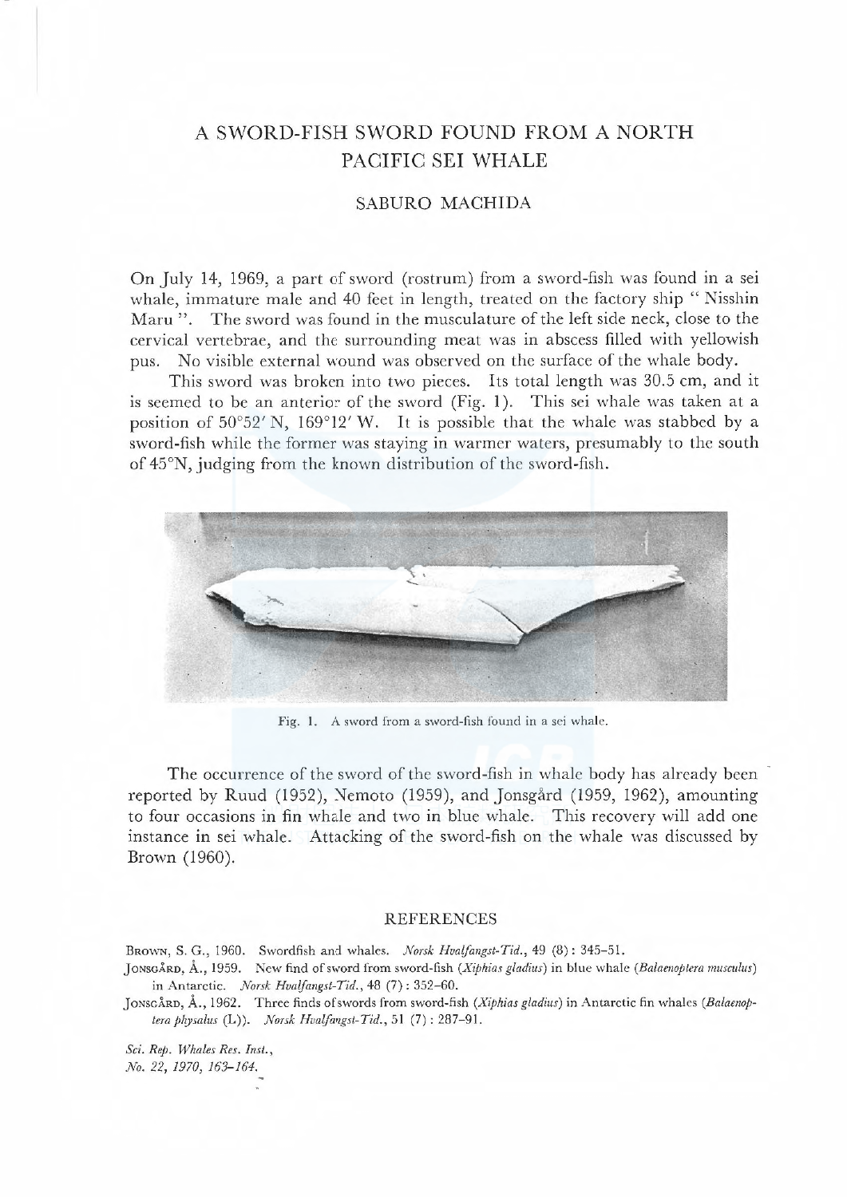# A SWORD-FISH SWORD FOUND FROM A NORTH PACIFIC SEI WHALE

## SABURO MACHIDA

On July 14, 1969, a part of sword (rostrum) from a sword-fish was found in a sei whale, immature male and 40 feet in length, treated on the factory ship "Nisshin Maru". The sword was found in the musculature of the left side neck, close to the cervical vertebrae, and the surrounding meat was in abscess filled with yellowish pus. No visible external wound was observed on the surface of the whale body.

This sword was broken into two pieces. Its total length was 30.5 cm, and it is seemed to be an anterior of the sword (Fig. 1). This sei whale was taken at a position of 50°52′ N, 169°12′ W. It is possible that the whale was stabbed by a sword-fish while the former was staying in warmer waters, presumably to the south of 45°N, judging from the known distribution of the sword-fish.

Fig. 1. A sword from a sword-fish found in a sei whale.

The occurrence of the sword of the sword-fish in whale body has already been reported by Ruud (1952), Nemoto (1959), and Jonsgård (1959, 1962), amounting to four occasions in fin whale and two in blue whale. This recovery will add one instance in sei whale. Attacking of the sword-fish on the whale was discussed by Brown (1960).

## REFERENCES

Brown, S. G., 1960. Swordfish and whales. *Norsk Hvalfangst-Tid.*, 49 (8) : 345–51.

Jonsgård, Å., 1959. New find of sword from sword-fish (*Xiphias gladius*) in blue whale (*Balaenoptera musculus*) in Antarctic. *Norsk Hvalfangst-Tid.*, 48 (7) : 352–60.

Jonsgård, Å., 1962. Three finds of swords from sword-fish (*Xiphias gladius*) in Antarctic fin whales (*Balaenoptera physalus* (L)). *Norsk Hvalfangst-Tid.*, 51 (7) : 287–91.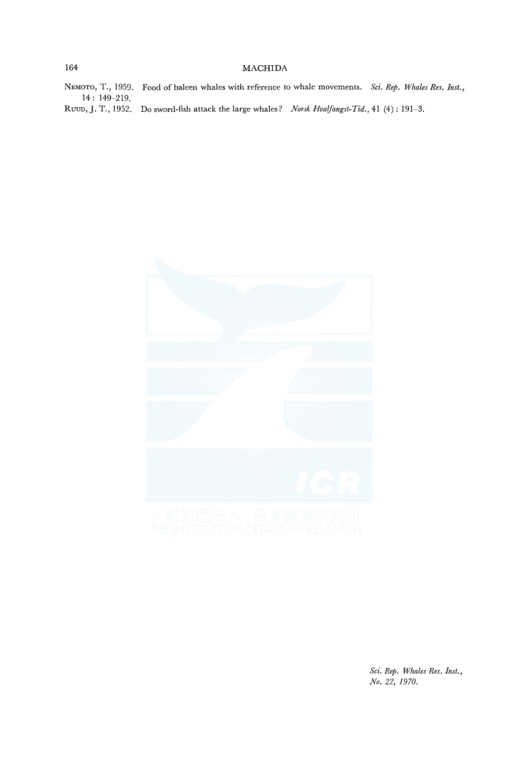Nemoto, T., 1959. Food of baleen whales with reference to whale movements. *Sci. Rep. Whales Res. Inst.*, 14: 149–219.

Ruud, J. T., 1952. Do sword-fish attack the large whales? *Norsk Hvalfangst-Tid.*, 41 (4): 191–3.